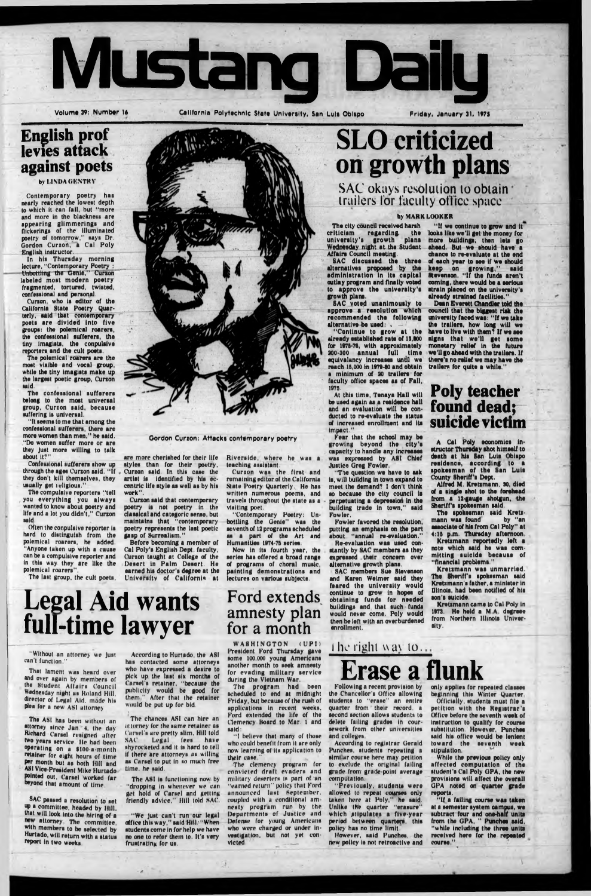# Mustang Daily

Volume 39: Number 16 — California Polytechnic State University, San Luis Obispo — Friday, January 31, 1975

## English prof levies attack against poets

by LINDA GENTRY

Contemporary poetry has nearly reached the lowest depth to which it can fall, but "more and more in the blackness are appearing glimmerings and flickerings of the illuminated poetry of tomorrow," says Dr. Gordon Curzon, a Cal Poly English instructor.

In his Thursday morning lecture, "Contemporary Poetry: Unbottling the Genie," Curzon labeled most modern poetry fragmented, tortured, twisted, confessional and personal.

Curzon, who is editor of the California State Poetry Quarterly, said that contemporary poets are divided into five groups: the polemical roarers, the confessional sufferers, the tiny imagists, the compulsive reporters and the cult poets.

The polemical roarers are the most visible and vocal group, while the tiny imagists make up the largest poetic group, Curzon said.

The confessional sufferers belong to the most universal group, Curzon said, because suffering is universal.

"It seems to me that among the confessional sufferers, there are more women than men," he said. "Do women suffer more or are they just more willing to talk about it?"

Confessional sufferers show up through the ages Curzon said. "If they don't kill themselves, they usually get religious."

The compulsive reporters "tell you everything you always wanted to know about poetry and life and a lot you didn't," Curzon said.

Often the compulsive reporter is hard to distinguish from the polemical roarers, he added. "Anyone taken up with a cause can be a compulsive reporter and in this way they are like the polemical roarers".

The last group, the cult poets, are more cherished for their life styles than for their poetry, Curzon said. In this case the artist is identified by his eccentric life style as well as by his work".

Curzon said that contemporary poetry is not poetry in the classical and categoric sense, but maintains that "contemporary poetry represents the last poetic gasp of Surrealism."

Before becoming a member of Cal Poly's English Dept. faculty, Curzon taught at College of the Desert in Palm Desert. He earned his doctor's degree at the University of California at Riverside, where he was a teaching assistant.

Curzon was the first and remaining editor of the California State Poetry Quarterly. He has written numerous poems, and travels throughout the state as a visiting poet.

"Contemporary Poetry: Unbottling the Genie" was the seventh of 12 programs scheduled as a part of the Art and Humanities 1974-75 series.

Now in its fourth year, the series has offered a broad range of programs of choral music, painting demonstrations and lectures on various subjects.

Gordon Curzon: Attacks contemporary poetry

## SLO criticized on growth plans

### SAC okays resolution to obtain trailers for faculty office space

by MARK LOOKER

The city council received harsh criticism regarding the university's growth plans Wednesday night at the Student Affairs Council meeting.

SAC discussed the three alternatives proposed by the administration in its capital outlay program and finally voted to approve the university's growth plans.

SAC voted unanimously to approve a resolution which recommended the following alternative be used:

"Continue to grow at the already established rate of 13,800 for 1975-76, with approximately 200-300 annual full time equivalency increases until we reach 15,000 in 1979-80 and obtain a minimum of 20 trailers for faculty office spaces as of Fall, 1975.

At this time, Tenaya Hall will be used again as a residence hall and an evaluation will be conducted to re-evaluate the status of increased enrollment and its impact."

Fear that the school may be growing beyond the city's capacity to handle any increases was expressed by ASI Chief Justice Greg Fowler.

"The question we have to ask is, will building in town expand to meet the demand? I don't think so because the city council is perpetuating a depression in the building trade in town," said Fowler.

Fowler favored the resolution, putting an emphasis on the part about "annual re-evaluation."

Re-evaluation was used constantly by SAC members as they expressed their concern over alternative growth plans.

SAC members Sue Stevenson and Karen Weimer said they feared the university would continue to grow in hopes of obtaining funds for needed buildings and that such funds would never come. Poly would then be left with an overburdened enrollment.

"If we continue to grow and it looks like we'll get the money for more buildings, then lets go ahead. But we should have a chance to re-evaluate at the end of each year to see if we should keep on growing," said Stevenson. "If the funds aren't coming, there would be a serious strain placed on the university's already strained facilities."

Dean Everett Chandler told the council that the biggest risk the university faced was: "If we take the trailers, how long will we have to live with them? If we see signs that we'll get some monetary relief in the future we'll go ahead with the trailers. If there's no relief we may have the trailers for quite a while."

## Poly teacher found dead; suicide victim

A Cal Poly economics instructor Thursday shot himself to death at his San Luis Obispo residence, according to a spokesman of the San Luis County Sheriff's Dept.

Alfred M. Kretzmann, 30, died of a single shot to the forehead from a 12-gauge shotgun, the Sheriff's spokesman said.

The spokesman said Kretzmann was found by "an associate of his from Cal Poly" at 4:15 p.m. Thursday afternoon.

Kretzmann reportedly left a note which said he was committing suicide because of "financial problems."

Kretzmann was unmarried. The Sheriff's spokesman said Kretzmann's father, a minister in Illinois, had been notified of his son's suicide.

Kretzmann came to Cal Poly in 1973. He held a M.A. degree from Northern Illinois University.

## Legal Aid wants full-time lawyer

"Without an attorney we just can't function."

That lament was heard over and over again by members of the Student Affairs Council Wednesday night as Roland Hill, director of Legal Aid, made his plea for a new ASI attorney.

The ASI has been without an attorney since Jan. 4, the day Richard Carsel resigned after two years service. He had been operating on a $100-a-month retainer for eight hours of time per month but as both Hill and ASI Vice-President Mike Hurtado pointed out, Carsel worked far beyond that amount of time.

SAC passed a resolution to set up a committee, headed by Hill, that will look into the hiring of a new attorney. The committee, with members to be selected by Hurtado, will return with a status report in two weeks.

According to Hurtado, the ASI has contacted some attorneys who have expressed a desire to pick up the last six months of Carsel's retainer, "because the publicity would be good for them." After that the retainer would be put up for bid.

The chances ASI can hire an attorney for the same retainer as Carsel's are pretty slim, Hill told SAC. Legal fees have skyrocketed and it is hard to tell if there are attorneys as willing as Carsel to put in so much free time, he said.

The ASI is functioning now by "dropping in whenever we can get hold of Carsel and getting friendly advice," Hill told SAC.

"We just can't run our legal office this way," said Hill. "When students come in for help we have no one to refer them to. It's very frustrating for us.

## Ford extends amnesty plan for a month

WASHINGTON (UPI) President Ford Thursday gave some 100,000 young Americans another month to seek amnesty for evading military service during the Vietnam War.

The program had been scheduled to end at midnight Friday, but because of the rush of applications in recent weeks, Ford extended the life of the Clemency Board to Mar. 1 and said:

"I believe that many of those who could benefit from it are only now learning of its application to their case."

The clemency program for convicted draft evaders and military deserters is part of an "earned return" policy that Ford announced last September, coupled with a conditional amnesty program run by the Departments of Justice and Defense for young Americans who were charged or under investigation, but not yet convicted.

## The right way to... Erase a flunk

Following a recent provision by the Chancellor's Office allowing students to "erase" an entire quarter from their record, a second section allows students to delete failing grades in coursework from other universities and colleges.

According to registrar Gerald Punches, students repeating a similar course here may petition to exclude the original failing grade from grade-point average computation.

"Previously, students were allowed to repeat courses only taken here at Poly," he said. Unlike the quarter "erasure" which stipulates a five-year period between quarters, this policy has no time limit.

However, said Punches, the new policy is not retroactive and only applies for repeated classes beginning this Winter Quarter.

Officially, students must file a petition with the Registrar's Office before the seventh week of instruction to qualify for course substitution. However, Punches said his office would be lenient toward the seventh week stipulation.

While the previous policy only affected computation of the student's Cal Poly GPA, the new provisions will affect the overall GPA noted on quarter grade reports.

"If a failing course was taken at a semester system campus, we subtract four and one-half units from the GPA," Punches said, "while including the three units received here for the repeated course."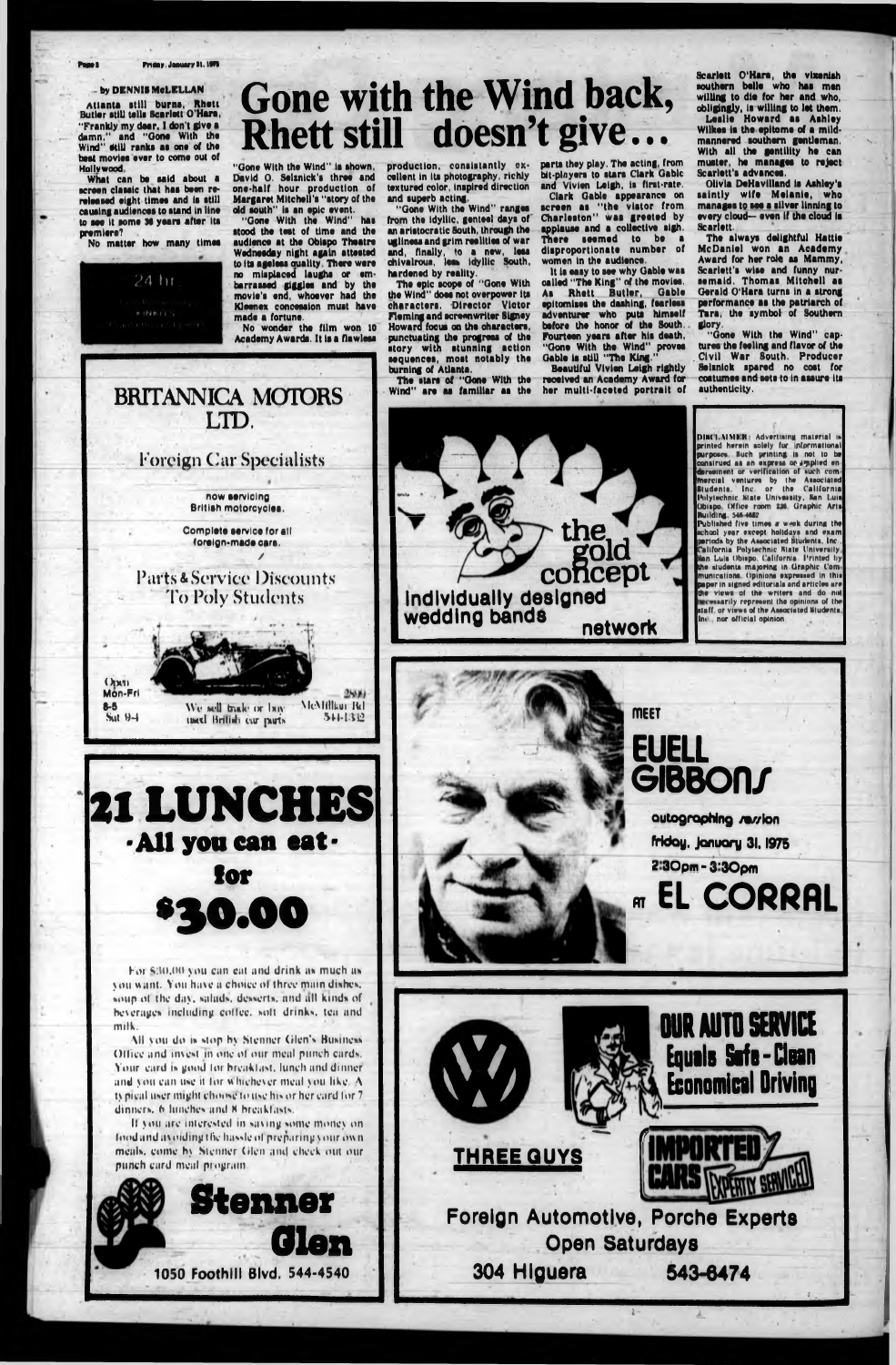# Gone with the Wind back, Rhett still doesn't give...

by DENNIS McLELLAN

Atlanta still burns, Rhett Butler still tells Scarlett O'Hara, "Frankly my dear, I don't give a damn," and "Gone With the Wind" still ranks as one of the best movies ever to come out of Hollywood.

What can be said about a screen classic that has been re-released eight times and is still causing audiences to stand in line to see it some 36 years after its premiere?

No matter how many times "Gone With the Wind" is shown, David O. Selznick's three and one-half hour production of Margaret Mitchell's "story of the old south" is an epic event.

"Gone With the Wind" has stood the test of time and the audience at the Obispo Theatre Wednesday night again attested to its ageless quality. There were no misplaced laughs or embarrassed giggles and by the movie's end, whoever had the Kleenex concession must have made a fortune.

No wonder the film won 10 Academy Awards. It is a flawless production, consistantly excellent in its photography, richly textured color, inspired direction and superb acting.

"Gone With the Wind" ranges from the idyllic, genteel days of an aristocratic South, through the ugliness and grim realities of war and, finally, to a new, less chivalrous, less idyllic South, hardened by reality.

The epic scope of "Gone With the Wind" does not overpower its characters. Director Victor Fleming and screenwriter Signey Howard focus on the characters, punctuating the progress of the story with stunning action sequences, most notably the burning of Atlanta.

The stars of "Gone With the Wind" are as familiar as the parts they play. The acting, from bit-players to stars Clark Gable and Vivien Leigh, is first-rate.

Clark Gable appearance on screen as "the vistor from Charleston" was greeted by applause and a collective sigh. There seemed to be a disproportionate number of women in the audience.

It is easy to see why Gable was called "The King" of the movies. As Rhett Butler, Gable epitomizes the dashing, fearless adventurer who puts himself before the honor of the South. Fourteen years after his death, "Gone With the Wind" proves Gable is still "The King."

Beautiful Vivien Leigh rightly received an Academy Award for her multi-faceted portrait of Scarlett O'Hara, the vixenish southern belle who has men willing to die for her and who, obligingly, is willing to let them.

Leslie Howard as Ashley Wilkes is the epitome of a mild-mannered southern gentleman. With all the gentility he can muster, he manages to reject Scarlett's advances.

Olivia DeHavilland is Ashley's saintly wife Melanie, who manages to see a silver lining to every cloud— even if the cloud is Scarlett.

The always delightful Hattie McDaniel won an Academy Award for her role as Mammy, Scarlett's wise and funny nursemaid. Thomas Mitchell as Gerald O'Hara turns in a strong performance as the patriarch of Tara, the symbol of Southern glory.

"Gone With the Wind" captures the feeling and flavor of the Civil War South. Producer Selznick spared no cost for costumes and sets to in assure its authenticity.

---

DISCLAIMER: Advertising material is printed herein solely for informational purposes. Such printing is not to be construed as an express or implied endorsement or verification of such commercial ventures by the Associated Students, Inc. or the California Polytechnic State University, San Luis Obispo. Office room 226, Graphic Arts Building, 546-4682

Published five times a week during the school year except holidays and exam periods by the Associated Students, Inc., California Polytechnic State University, San Luis Obispo, California. Printed by the students majoring in Graphic Communications. Opinions expressed in this paper in signed editorials and articles are the views of the writers and do not necessarily represent the opinions of the staff, or views of the Associated Students, Inc., nor official opinion.

---

## BRITANNICA MOTORS LTD.

Foreign Car Specialists

now servicing British motorcycles.

Complete service for all foreign-made cars.

Parts & Service Discounts To Poly Students

Open Mon-Fri 8-5 Sat 9-4

We sell trade or buy used British car parts

2800 McMillan Rd 544-1332

---

the gold concept

Individually designed wedding bands

network

---

## 21 LUNCHES

### · All you can eat ·

### for $30.00

For $30.00 you can eat and drink as much as you want. You have a choice of three main dishes, soup of the day, salads, desserts, and all kinds of beverages including coffee, soft drinks, tea and milk.

All you do is stop by Stenner Glen's Business Office and invest in one of our meal punch cards. Your card is good for breakfast, lunch and dinner and you can use it for whichever meal you like. A typical user might choose to use his or her card for 7 dinners, 6 lunches and 8 breakfasts.

If you are interested in saving some money on food and avoiding the hassle of preparing your own meals, come by Stenner Glen and check out our punch card meal program.

**Stenner Glen**

1050 Foothill Blvd. 544-4540

---

MEET

## EUELL GIBBONS

autographing session

friday, january 31, 1975

2:30pm - 3:30pm

AT **EL CORRAL**

---

## OUR AUTO SERVICE Equals Safe - Clean Economical Driving

**IMPORTED CARS** EXPERTLY SERVICED

**THREE GUYS**

Foreign Automotive, Porche Experts

Open Saturdays

304 Higuera 543-6474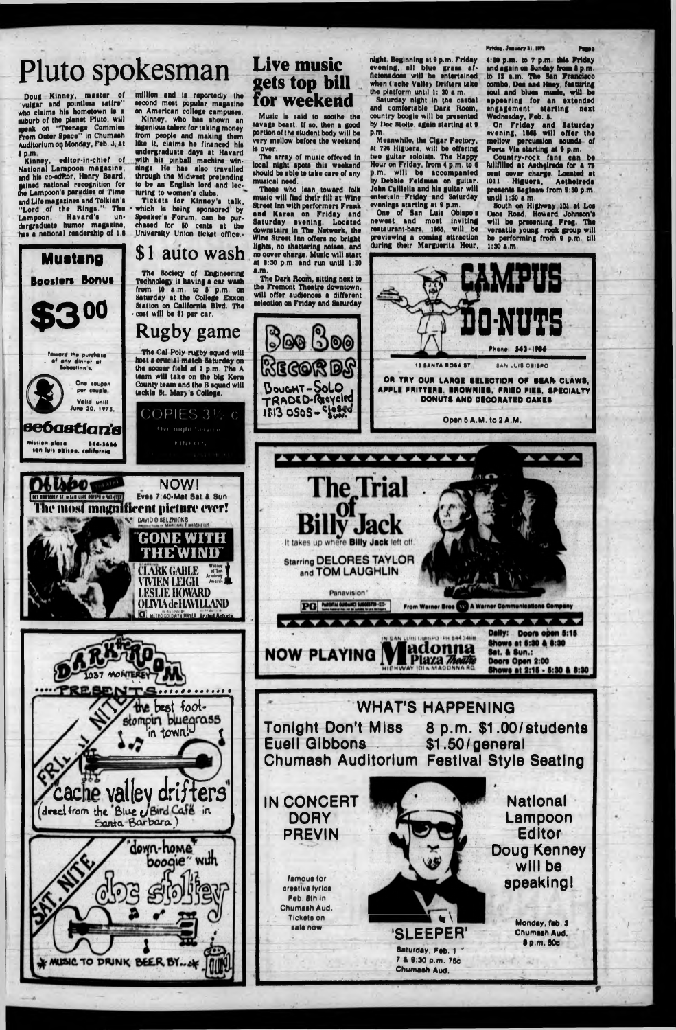# Pluto spokesman

Doug Kinney, master of "vulgar and pointless satire" who claims his hometown is a suburb of the planet Pluto, will speak on "Teenage Commies From Outer Space" in Chumash Auditorium on Monday, Feb. 3, at 8 p.m.

Kinney, editor-in-chief of National Lampoon magazine, and his co-editor, Henry Beard, gained national recognition for the Lampoon's parodies of Time and Life magazines and Tolkien's "Lord of the Rings." The Lampoon, Havard's undergraduate humor magazine, has a national readership of 1.8 million and is reportedly the second most popular magazine on American college campuses.

Kinney, who has shown an ingenious talent for taking money from people and making them like it, claims he financed his undergraduate days at Havard with his pinball machine winnings. He has also travelled through the Midwest pretending to be an English lord and lecturing to women's clubs.

Tickets for Kinney's talk, which is being sponsored by Speaker's Forum, can be purchased for 50 cents at the University Union ticket office.

# Live music gets top bill for weekend

Music is said to soothe the savage beast. If so, then a good portion of the student body will be very mellow before the weekend is over.

The array of music offered in local night spots this weekend should be able to take care of any musical need.

Those who lean toward folk music will find their fill at Wine Street Inn with performers Frank and Karen on Friday and Saturday evening. Located downstairs in The Network, the Wine Street Inn offers no bright lights, no shattering noises, and no cover charge. Music will start at 8:30 p.m. and run until 1:30 a.m.

The Dark Room, sitting next to the Fremont Theatre downtown, will offer audiences a different selection on Friday and Saturday night. Beginning at 9 p.m. Friday evening, all blue grass afficionadoes will be entertained when Cache Valley Drifters take the platform until 1:30 a.m.

Saturday night in the casual and comfortable Dark Room, country boogie will be presented by Doc Stolte, again starting at 9 p.m.

Meanwhile, the Cigar Factory, at 726 Higuera, will be offering two guitar soloists. The Happy Hour on Friday, from 4 p.m. to 6 p.m. will be accompanied by Debbie Feldman on guitar. John Calliella and his guitar will entertain Friday and Saturday evenings starting at 9 p.m.

One of San Luis Obispo's newest and most inviting restaurant-bars, 1865, will be previewing a coming attraction during their Marguerita Hour, 4:30 p.m. to 7 p.m. this Friday and again on Sunday from 8 p.m. to 12 a.m. The San Francisco combo, Dee and Huey, featuring soul and blues music, will be appearing for an extended engagement starting next Wednesday, Feb. 5.

On Friday and Saturday evening, 1865 will offer the mellow percussion sounds of Porta Via starting at 9 p.m.

Country-rock fans can be fullfilled at Aethelreds for a 75 cent cover charge. Located at 1011 Higuera, Aethelreds presents Saginaw from 9:30 p.m. until 1:30 a.m.

South on Highway 101 at Los Osos Road, Howard Johnson's will be presenting Frog. The versatile young rock group will be performing from 9 p.m. till 1:30 a.m.

# $1 auto wash

The Society of Engineering Technology is having a car wash from 10 a.m. to 5 p.m. on Saturday at the College Exxon Station on California Blvd. The cost will be $1 per car.

# Rugby game

The Cal Poly rugby squad will host a crucial match Saturday on the soccer field at 1 p.m. The A team will take on the big Kern County team and the B squad will tackle St. Mary's College.

---

**Mustang Boosters Bonus**

**$3.00** toward the purchase of any dinner at Sebastian's.

One coupon per couple. Valid until June 30, 1975.

**sebastian's** mission plaza 544-5666 san luis obispo, california

---

COPIES 3½ c — Overnight Service — KINKO'S

---

**Boo Boo Records** Bought - Sold Traded - Recycled 1813 Osos - Closed Sun.

---

**CAMPUS DO-NUTS** Phone 543-1986 — 13 Santa Rosa St, San Luis Obispo

OR TRY OUR LARGE SELECTION OF BEAR CLAWS, APPLE FRITTERS, BROWNIES, FRIED PIES, SPECIALTY DONUTS AND DECORATED CAKES

Open 5 A.M. to 2 A.M.

---

**Obispo Theatre** — 861 Monterey St. San Luis Obispo

NOW! Eves 7:40 - Mat Sat & Sun

**The most magnificent picture ever!**

DAVID O. SELZNICK'S production of MARGARET MITCHELL'S **"GONE WITH THE WIND"**

CLARK GABLE, VIVIEN LEIGH, LESLIE HOWARD, OLIVIA de HAVILLAND — Winner of Ten Academy Awards — Metro-Goldwyn-Mayer

---

**The Trial of Billy Jack** — It takes up where Billy Jack left off.

Starring DELORES TAYLOR and TOM LAUGHLIN — Panavision — PG — From Warner Bros. A Warner Communications Company

NOW PLAYING — **Madonna Plaza Theatre**, In San Luis Obispo, Highway 101 & Madonna Rd.

Daily: Doors open 6:15, Shows at 6:30 & 8:30. Sat. & Sun.: Doors Open 2:00, Shows at 2:15 - 6:30 & 8:30

---

**DARK ROOM** 1037 Monterey PRESENTS

FRI. NITE: the best foot-stompin bluegrass in town! **cache valley drifters** (direct from the Blue Bird Cafe in Santa Barbara)

SAT. NITE: "down-home" boogie with **doc stoltey**

MUSIC TO DRINK BEER BY...

---

## WHAT'S HAPPENING

**Tonight Don't Miss Euell Gibbons** — 8 p.m. $1.00/students, $1.50/general — Chumash Auditorium, Festival Style Seating

**IN CONCERT DORY PREVIN** — famous for creative lyrics — Feb. 8th in Chumash Aud. Tickets on sale now

**'SLEEPER'** — Saturday, Feb. 1 — 7 & 9:30 p.m. 75c Chumash Aud.

**National Lampoon Editor Doug Kenney will be speaking!** — Monday, feb. 3, Chumash Aud. 8 p.m. 50c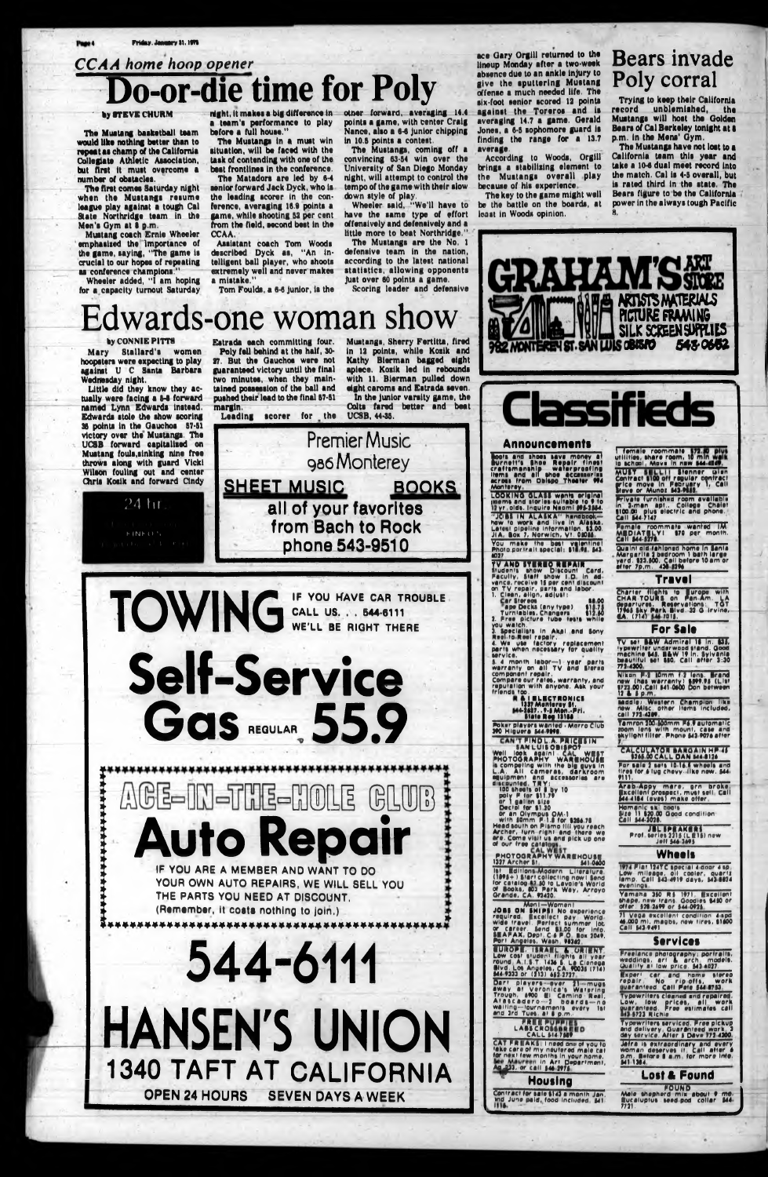## CCAA home hoop opener

# Do-or-die time for Poly

by STEVE CHURM

The Mustang basketball team would like nothing better than to repeat as champ of the California Collegiate Athletic Association, but first it must overcome a number of obstacles.

The first comes Saturday night when the Mustangs resume league play against a tough Cal State Northridge team in the Men's Gym at 8 p.m.

Mustang coach Ernie Wheeler emphasized the importance of the game, saying, "The game is crucial to our hopes of repeating as conference champions."

Wheeler added, "I am hoping for a capacity turnout Saturday night, it makes a big difference in a team's performance to play before a full house."

The Mustangs in a must win situation, will be faced with the task of contending with one of the best frontlines in the conference.

The Matadors are led by 6-4 senior forward Jack Dyck, who is the leading scorer in the conference, averaging 16.9 points a game, while shooting 52 per cent from the field, second best in the CCAA.

Assistant coach Tom Woods described Dyck as, "An intelligent ball player, who shoots extremely well and never makes a mistake."

Tom Foulds, a 6-6 junior, is the other forward, averaging 14.4 points a game, with center Craig Nance, also a 6-6 junior chipping in 10.5 points a contest.

The Mustangs, coming off a convincing 63-54 win over the University of San Diego Monday night, will attempt to control the tempo of the game with their slow down style of play.

Wheeler said, "We'll have to have the same type of effort offensively and defensively and a little more to beat Northridge."

The Mustangs are the No. 1 defensive team in the nation, according to the latest national statistics, allowing opponents just over 60 points a game.

Scoring leader and defensive ace Gary Orgill returned to the lineup Monday after a two-week absence due to an ankle injury to give the sputtering Mustang offense a much needed life. The six-foot senior scored 12 points against the Toreros and is averaging 14.7 a game. Gerald Jones, a 6-5 sophomore guard is finding the range for a 13.7 average.

According to Woods, Orgill brings a stabilizing element to the Mustangs overall play because of his experience.

The key to the game might well be the battle on the boards, at least in Woods opinion.

# Bears invade Poly corral

Trying to keep their California record unblemished, the Mustangs will host the Golden Bears of Cal Berkeley tonight at 8 p.m. in the Mens' Gym.

The Mustangs have not lost to a California team this year and take a 10-6 dual meet record into the match. Cal is 4-3 overall, but is rated third in the state. The Bears figure to be the California power in the always tough Pacific 8.

# Edwards-one woman show

by CONNIE PITTS

Mary Stallard's women hoopsters were expecting to play against U C Santa Barbara Wednesday night.

Little did they know they actually were facing a 5-8 forward named Lynn Edwards instead. Edwards stole the show scoring 36 points in the Gauchos 57-51 victory over the Mustangs. The UCSB forward capitalized on Mustang fouls,sinking nine free throws along with guard Vicki Wilson fouling out and center Chris Kosik and forward Cindy Estrada each committing four.

Poly fell behind at the half, 30-27. But the Gauchos were not guaranteed victory until the final two minutes, when they maintained possession of the ball and pushed their lead to the final 57-51 margin.

Leading scorer for the Mustangs, Sherry Fertitta, fired in 12 points, while Kosik and Kathy Bierman bagged eight apiece. Kosik led in rebounds with 11. Bierman pulled down eight caroms and Estrada seven.

In the junior varsity game, the Colts fared better and beat UCSB, 44-35.

---

**GRAHAM'S ART STORE**
ARTISTS MATERIALS
PICTURE FRAMING
SILK SCREEN SUPPLIES
982 MONTEREY ST. SAN LUIS OBISPO 543-0682

---

Premier Music
986 Monterey
SHEET MUSIC BOOKS
all of your favorites from Bach to Rock
phone 543-9510

---

24 hr.

---

**TOWING** IF YOU HAVE CAR TROUBLE CALL US. . . 544-6111 WE'LL BE RIGHT THERE

**Self-Service Gas** REGULAR **55.9**

**ACE-IN-THE-HOLE CLUB**

**Auto Repair**

IF YOU ARE A MEMBER AND WANT TO DO YOUR OWN AUTO REPAIRS, WE WILL SELL YOU THE PARTS YOU NEED AT DISCOUNT. (Remember, it costs nothing to join.)

**544-6111**

**HANSEN'S UNION**
1340 TAFT AT CALIFORNIA
OPEN 24 HOURS SEVEN DAYS A WEEK

---

# Classifieds

## Announcements

Boots and shoes save money at Burnett's Shoe Repair finest craftsmanship waterproofing items and all shoe accessories across from Obispo Theater 994 Monterey.

LOOKING GLASS wants original poems and stories suitable to 9 to 12 yr. olds. Inquire Naomi 995-2564.

"JOBS IN ALASKA" handbook—how to work and live in Alaska. Latest pipeline information. $3.00. JIA, Box 7, Norwich, VT 05055.

You make the best valentine! Photo portrait special: $18.95. 543-6527

TV AND STEREO REPAIR
Students show Discount Card. Faculty, staff show I.D. in advance, receive 15 per cent discount on TV repair, parts and labor.
1. Clean, align, adjust:
Car Stereos $8.00
Tape Decks (any type) $15.75
Turntables, Changers $12.50
2. Free picture tube tests while you watch.
3. Specialists in Akai and Sony Reel-to-Reel repair.
4. We use factory replacement parts when necessary for quality service.
5. 4 month labor—1 year parts warranty on all TV and Stereo component repair.
Compare our rates, warranty, and reputation with anyone. Ask your friends too.
R & I ELECTRONICS
1337 Monterey St.
544-2627 - 9-5 Mon.-Fri.
State Reg 13150

Poker players wanted - Morro Club 390 Higuera 544-9998.

CAN'T FIND L.A. PRICES IN SAN LUIS OBISPO?
Well look again. CAL WEST PHOTOGRAPHY WAREHOUSE is competing with the big guys in L.A. All cameras, darkroom equipment and accessories are discounted. TRY:
100 sheets of 8 by 10 poly F for $11.75
or 1 gallon size Dectol for $1.30
or an Olympus OM-1 with 50mm F-1.8 for $256.75
Head south on Pismo till you reach Archer, turn right and there we are. Come visit us and pick up one of our free catalogs.
CAL WEST PHOTOGRAPHY WAREHOUSE
1327 Archer St. 541-0600

1st Editions-Modern Literature. (1895—) Start collecting now! Send for catalog $2.00 to Lavoie's World of Books, 803 Park Way, Arroyo Grande, CA. 93420.

Men!—Women!
JOBS ON SHIPS! No experience required. Excellent pay. Worldwide travel. Perfect summer job or career. Send $3.00 for info. SEAFAX, Dept. C-6 P.O. Box 2049, Port Angeles, Wash. 98362.

EUROPE, ISRAEL & ORIENT Low cost student flights all year round. A.I.S.T. 1436 S. La Cienega Blvd. Los Angeles, CA. 90035 (714) 544-9233 or (213) 652-2727.

Dart players—over 21—mugs away at Veronica's Watering Trough, 8900 El Camino Real, Atascadero—2 boards—no waiting—tournaments every 1st and 3rd Tues. at 8 p.m.

FREE PUPPIES LABS CROSSBREED CALL 544-7589

CAT FREAKS: I need one of you to take care of my neutered male cat for next few months in your home. See Maureen in Art Department, Rm. 233, or call 546-2975.

## Housing

Contract for sale $143 a month Jan. and June paid, food included. 541-1516.

1 female roommate $72.50 plus utilities, share room, 10 min walk to school. Move in now 544-4589.

MUST SELL Stenner Glen Contract $108 off regular contract price move in February 1, Call Steve or Mundi 543-9489.

Private furnished room available in 3-man apt., College Chalet $100.00 plus electric and phone. Call 544-7147

Female roommate wanted IMMEDIATELY! $70 per month. Call 544-5378.

Quaint old-fashioned home in Santa Margarita 2 bedroom 1 bath large yard. $22,500. Call before 10 am or after 7p.m. 438-5296

## Travel

Charter flights to Europe with CHAR TOURS on Pan Am. LA departures. Reservations, 4037 17965 Sky Park Blvd. 22 G Irvine, CA. (714) 546-1018.

## For Sale

TV set B&W Admiral 16 in. $33, typewriter underwood stand. Good machine $45. B&W 19 in. Sylvania beautiful set $80. Call after 3:30 773-4300.

Nikon F-2 50mm f.2 lens. Brand new (has warranty) $399.95 (List $722.00) Call 541-0600 Don brown 12 & 3 p.m.

Saddle - Western Champion like new. Misc. other items included. call 773-4599.

Yamron 200-500mm F4.8 automatic zoom lens with mount, case and daylight filter. Phone 543-9076 after 5.

CALCULATOR BARGAIN HP-45 $265.00 CALL DAN 544-8128

For sale 2 sets 10-16.5 wheels and tires for 6 lug chevy - like new. 544-9111.

Arab-Appy mare, grn broke, Excellent prospect, must sell. Call 544-4184 (eves) make offer.

Hamenic ski boots size 11 $30.00 Good condition Call 544-5028.

JBL SPEAKERS
Prof. series 2215 (L-215) new Jeff 544-3495

## Wheels

1974 Fiat 124TC special 4-door 4 sp. Low mileage, oil cooler, quartz lamp. Call 543-4919 days, 543-8824 evenings.

Yamaha 350 RS 1971 Excellent shape, new trans. Goodies $450 or offer. 528-2699 or 544-0925.

71 Vega excellent condition 4-spd 46,000 mi. mags, new tires. $1600 Call 543-9491

## Services

Freelance photography: portraits, weddings, art & arch. models. Quality at low price. 543-6527

Expert car and home stereo repair. No rip-offs, work guaranteed. Free estimates call 543-8753 Richie

Typewriters cleaned and repaired. Low, low prices, all work guaranteed. Call Pete 544-8753.

Typewriters serviced. Free pickup and delivery. Guaranteed work. 3 day service. After 5 Dave 772-4300.

Jeira is extraordinary and every woman deserves it. Call after 6 p.m. Before 8 a.m. for more info. 541-1384.

## Lost & Found

FOUND
Male shepherd mix about 9 mo. Eucalyptus seed-pod collar 544-7721